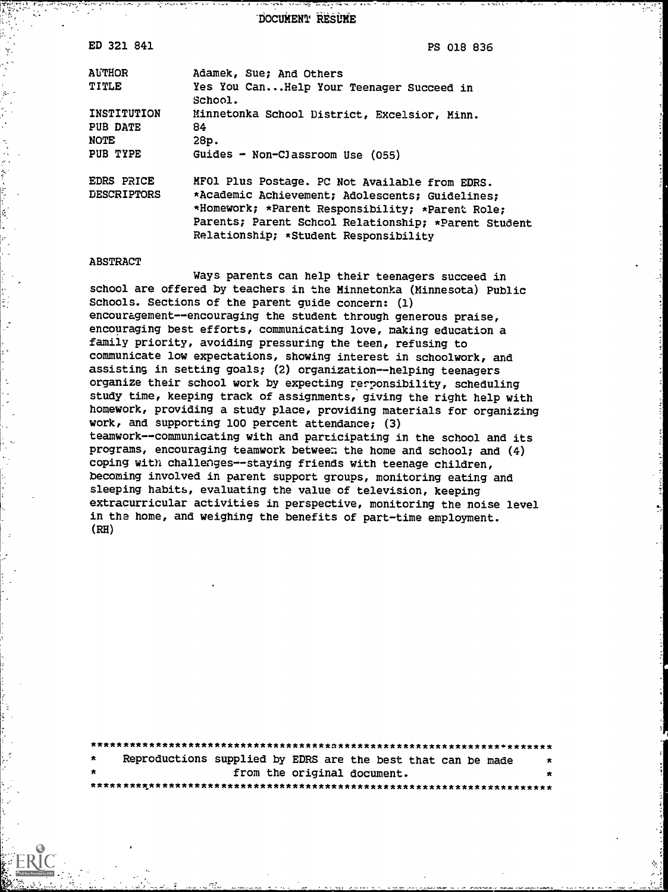# DOCUMENT RESUME

ED 321 841 PS 018 836

| | |
|---|---|
| AUTHOR | Adamek, Sue; And Others |
| TITLE | Yes You Can...Help Your Teenager Succeed in School. |
| INSTITUTION | Minnetonka School District, Excelsior, Minn. |
| PUB DATE | 84 |
| NOTE | 28p. |
| PUB TYPE | Guides - Non-Classroom Use (055) |
| EDRS PRICE | MF01 Plus Postage. PC Not Available from EDRS. |
| DESCRIPTORS | *Academic Achievement; Adolescents; Guidelines; *Homework; *Parent Responsibility; *Parent Role; Parents; Parent School Relationship; *Parent Student Relationship; *Student Responsibility |

## ABSTRACT

Ways parents can help their teenagers succeed in school are offered by teachers in the Minnetonka (Minnesota) Public Schools. Sections of the parent guide concern: (1) encouragement--encouraging the student through generous praise, encouraging best efforts, communicating love, making education a family priority, avoiding pressuring the teen, refusing to communicate low expectations, showing interest in schoolwork, and assisting in setting goals; (2) organization--helping teenagers organize their school work by expecting responsibility, scheduling study time, keeping track of assignments, giving the right help with homework, providing a study place, providing materials for organizing work, and supporting 100 percent attendance; (3) teamwork--communicating with and participating in the school and its programs, encouraging teamwork between the home and school; and (4) coping with challenges--staying friends with teenage children, becoming involved in parent support groups, monitoring eating and sleeping habits, evaluating the value of television, keeping extracurricular activities in perspective, monitoring the noise level in the home, and weighing the benefits of part-time employment. (RH)

***********************************************************************
* Reproductions supplied by EDRS are the best that can be made *
* from the original document. *
***********************************************************************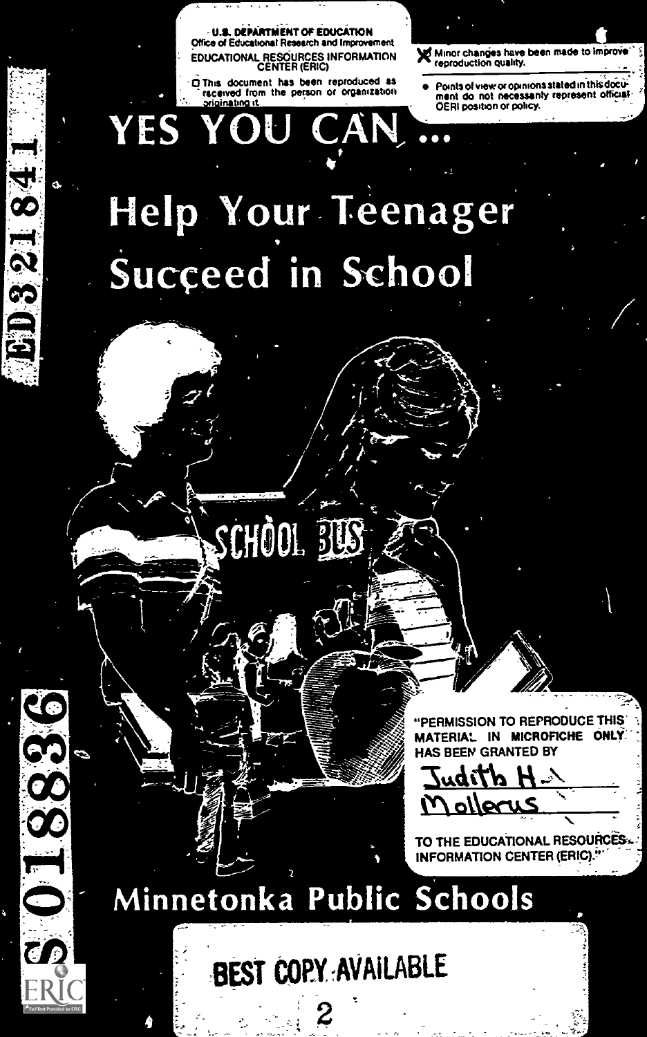U.S. DEPARTMENT OF EDUCATION
Office of Educational Research and Improvement
EDUCATIONAL RESOURCES INFORMATION CENTER (ERIC)

- This document has been reproduced as received from the person or organization originating it.
- Minor changes have been made to improve reproduction quality.
- Points of view or opinions stated in this document do not necessarily represent official OERI position or policy.

ED321841

# YES YOU CAN ...

# Help Your Teenager Succeed in School

"PERMISSION TO REPRODUCE THIS MATERIAL IN MICROFICHE ONLY HAS BEEN GRANTED BY

Judith H. Mollerus

TO THE EDUCATIONAL RESOURCES INFORMATION CENTER (ERIC)."

S018836

## Minnetonka Public Schools

BEST COPY AVAILABLE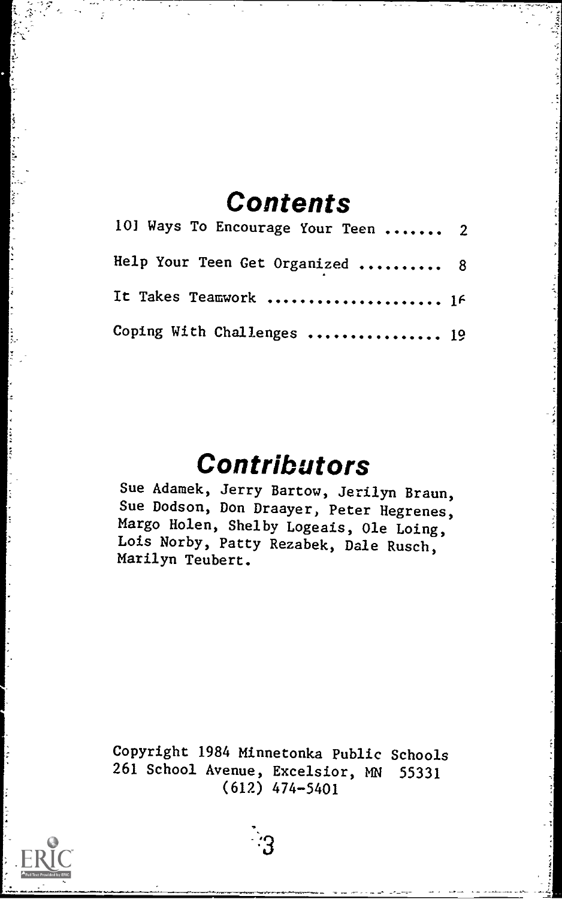# Contents

101 Ways To Encourage Your Teen ....... 2

Help Your Teen Get Organized .......... 8

It Takes Teamwork ..................... 16

Coping With Challenges ................ 19

# Contributors

Sue Adamek, Jerry Bartow, Jerilyn Braun, Sue Dodson, Don Draayer, Peter Hegrenes, Margo Holen, Shelby Logeais, Ole Loing, Lois Norby, Patty Rezabek, Dale Rusch, Marilyn Teubert.

Copyright 1984 Minnetonka Public Schools
261 School Avenue, Excelsior, MN 55331
(612) 474-5401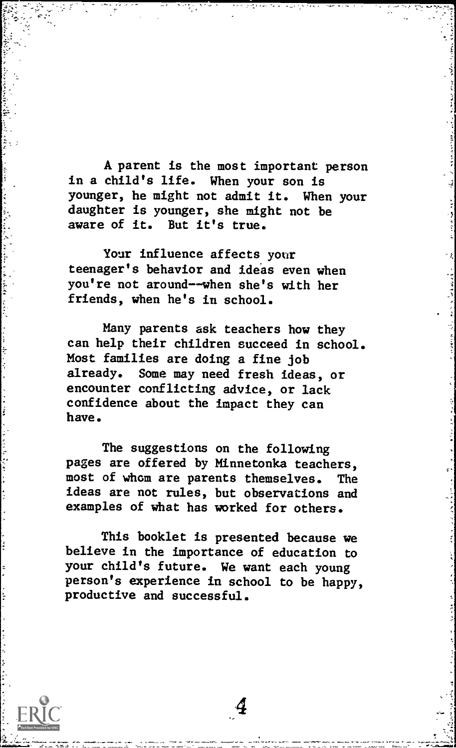A parent is the most important person in a child's life. When your son is younger, he might not admit it. When your daughter is younger, she might not be aware of it. But it's true.

Your influence affects your teenager's behavior and ideas even when you're not around--when she's with her friends, when he's in school.

Many parents ask teachers how they can help their children succeed in school. Most families are doing a fine job already. Some may need fresh ideas, or encounter conflicting advice, or lack confidence about the impact they can have.

The suggestions on the following pages are offered by Minnetonka teachers, most of whom are parents themselves. The ideas are not rules, but observations and examples of what has worked for others.

This booklet is presented because we believe in the importance of education to your child's future. We want each young person's experience in school to be happy, productive and successful.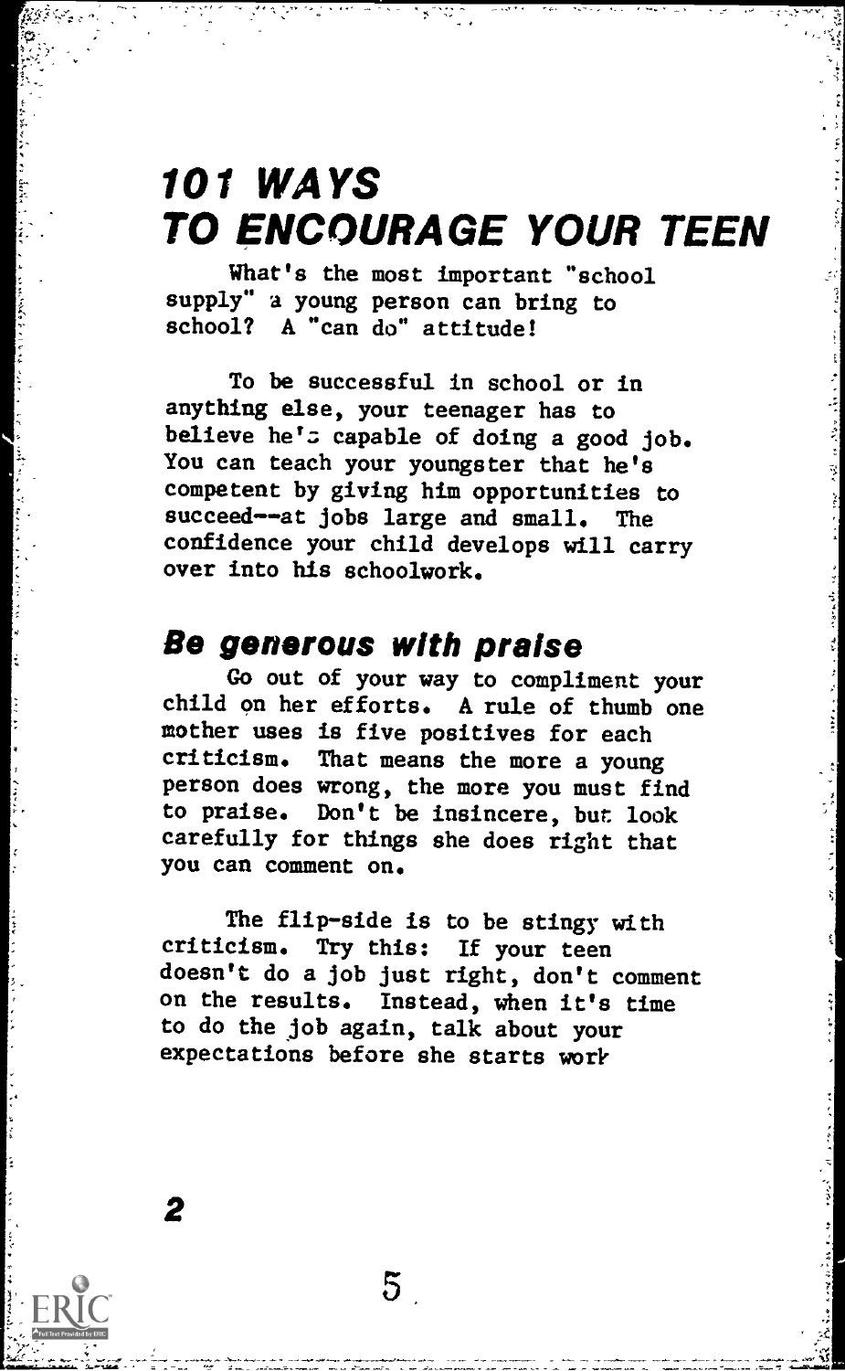# 101 WAYS TO ENCOURAGE YOUR TEEN

What's the most important "school supply" a young person can bring to school? A "can do" attitude!

To be successful in school or in anything else, your teenager has to believe he's capable of doing a good job. You can teach your youngster that he's competent by giving him opportunities to succeed--at jobs large and small. The confidence your child develops will carry over into his schoolwork.

## Be generous with praise

Go out of your way to compliment your child on her efforts. A rule of thumb one mother uses is five positives for each criticism. That means the more a young person does wrong, the more you must find to praise. Don't be insincere, but look carefully for things she does right that you can comment on.

The flip-side is to be stingy with criticism. Try this: If your teen doesn't do a job just right, don't comment on the results. Instead, when it's time to do the job again, talk about your expectations before she starts work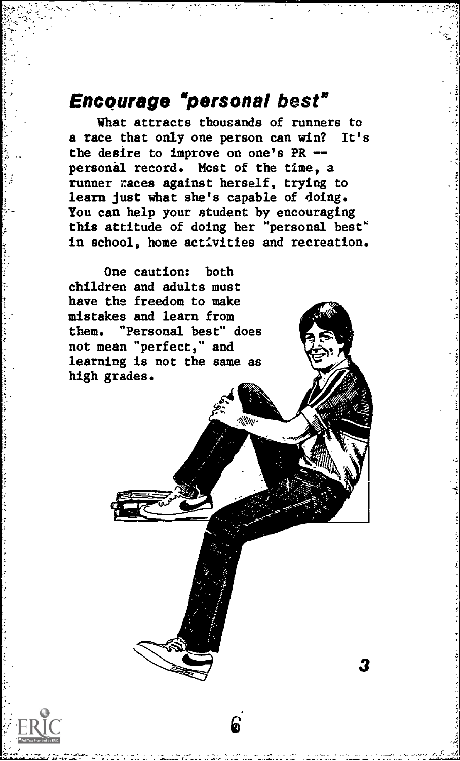## *Encourage "personal best"*

What attracts thousands of runners to a race that only one person can win? It's the desire to improve on one's PR -- personal record. Most of the time, a runner races against herself, trying to learn just what she's capable of doing. You can help your student by encouraging this attitude of doing her "personal best" in school, home activities and recreation.

One caution: both children and adults must have the freedom to make mistakes and learn from them. "Personal best" does not mean "perfect," and learning is not the same as high grades.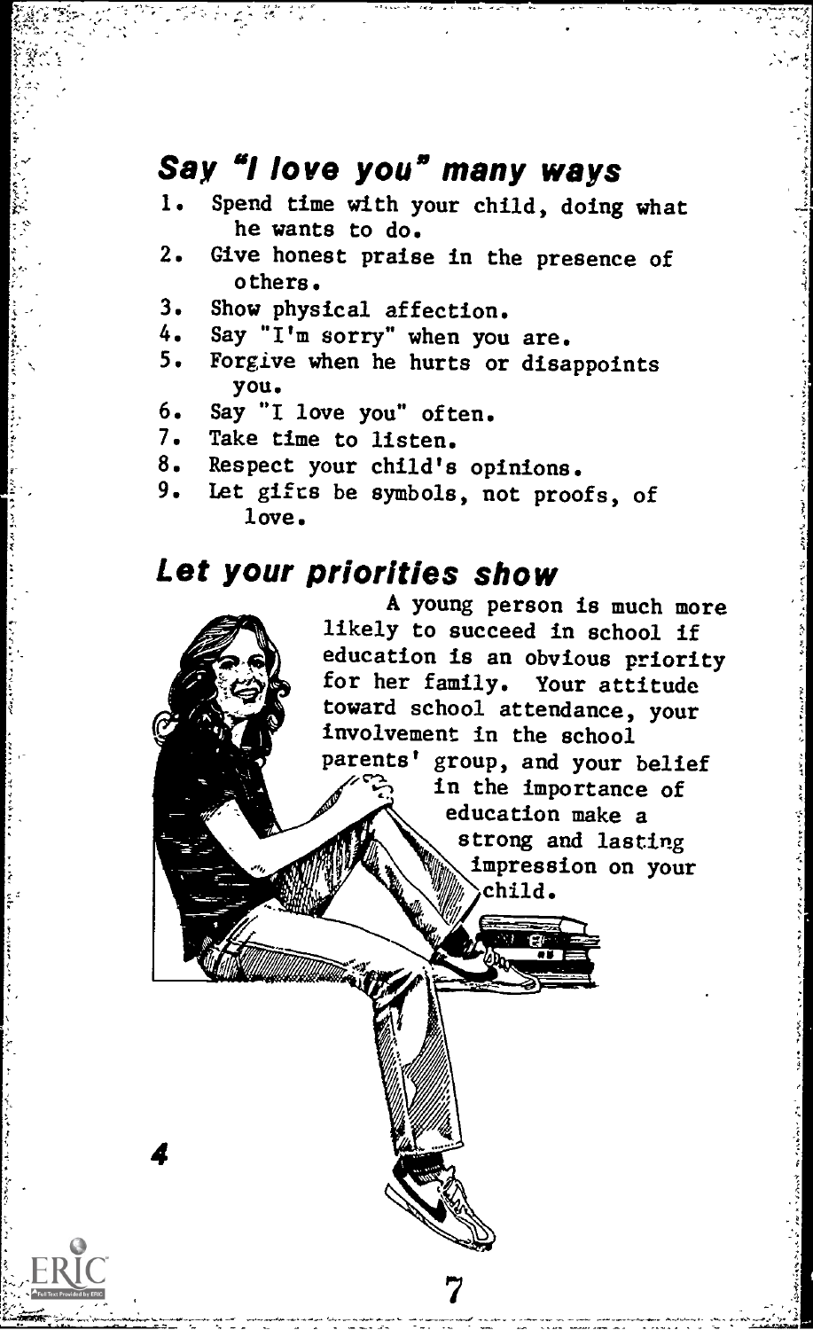## Say "I love you" many ways

1. Spend time with your child, doing what he wants to do.
2. Give honest praise in the presence of others.
3. Show physical affection.
4. Say "I'm sorry" when you are.
5. Forgive when he hurts or disappoints you.
6. Say "I love you" often.
7. Take time to listen.
8. Respect your child's opinions.
9. Let gifts be symbols, not proofs, of love.

## Let your priorities show

A young person is much more likely to succeed in school if education is an obvious priority for her family. Your attitude toward school attendance, your involvement in the school parents' group, and your belief in the importance of education make a strong and lasting impression on your child.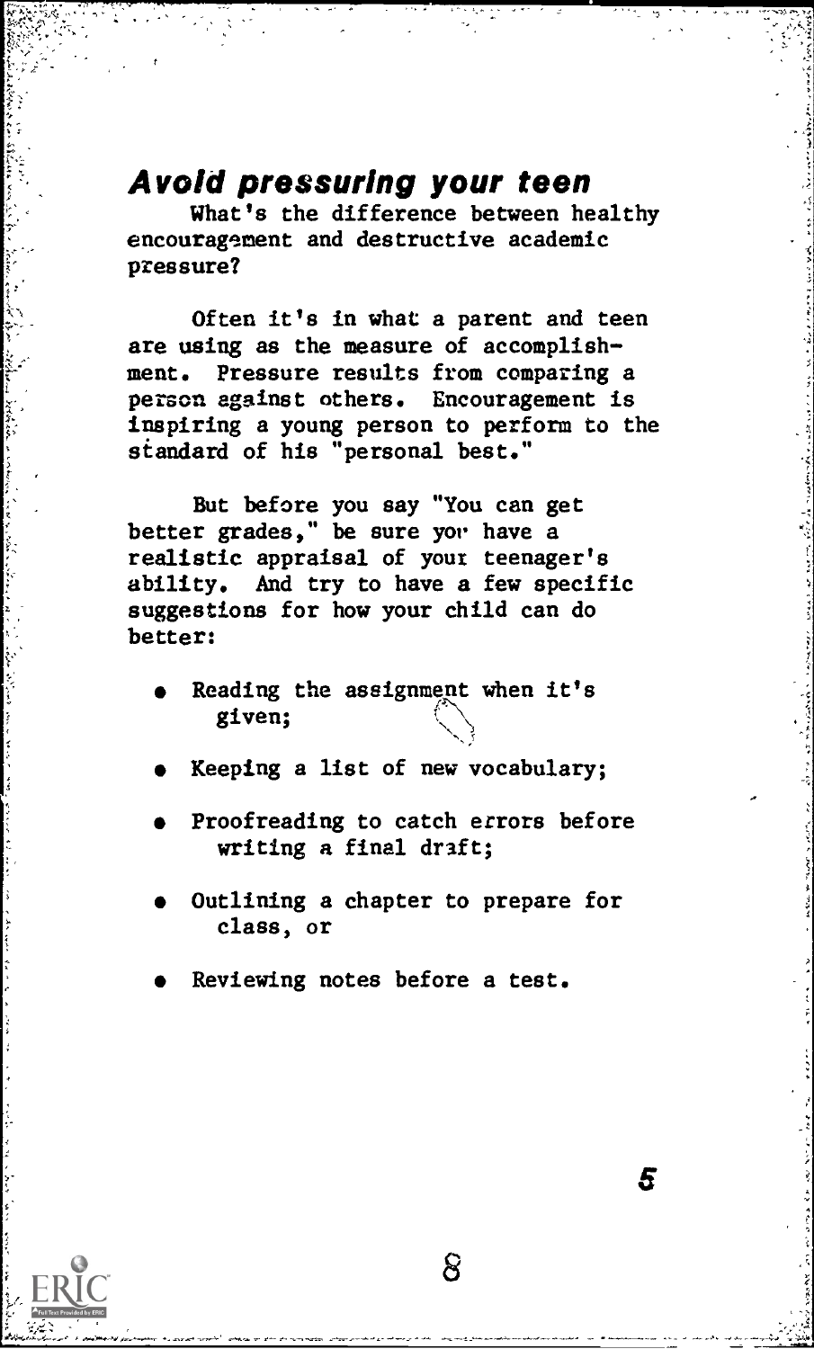## *Avoid pressuring your teen*

What's the difference between healthy encouragement and destructive academic pressure?

Often it's in what a parent and teen are using as the measure of accomplishment. Pressure results from comparing a person against others. Encouragement is inspiring a young person to perform to the standard of his "personal best."

But before you say "You can get better grades," be sure you have a realistic appraisal of your teenager's ability. And try to have a few specific suggestions for how your child can do better:

- Reading the assignment when it's given;
- Keeping a list of new vocabulary;
- Proofreading to catch errors before writing a final draft;
- Outlining a chapter to prepare for class, or
- Reviewing notes before a test.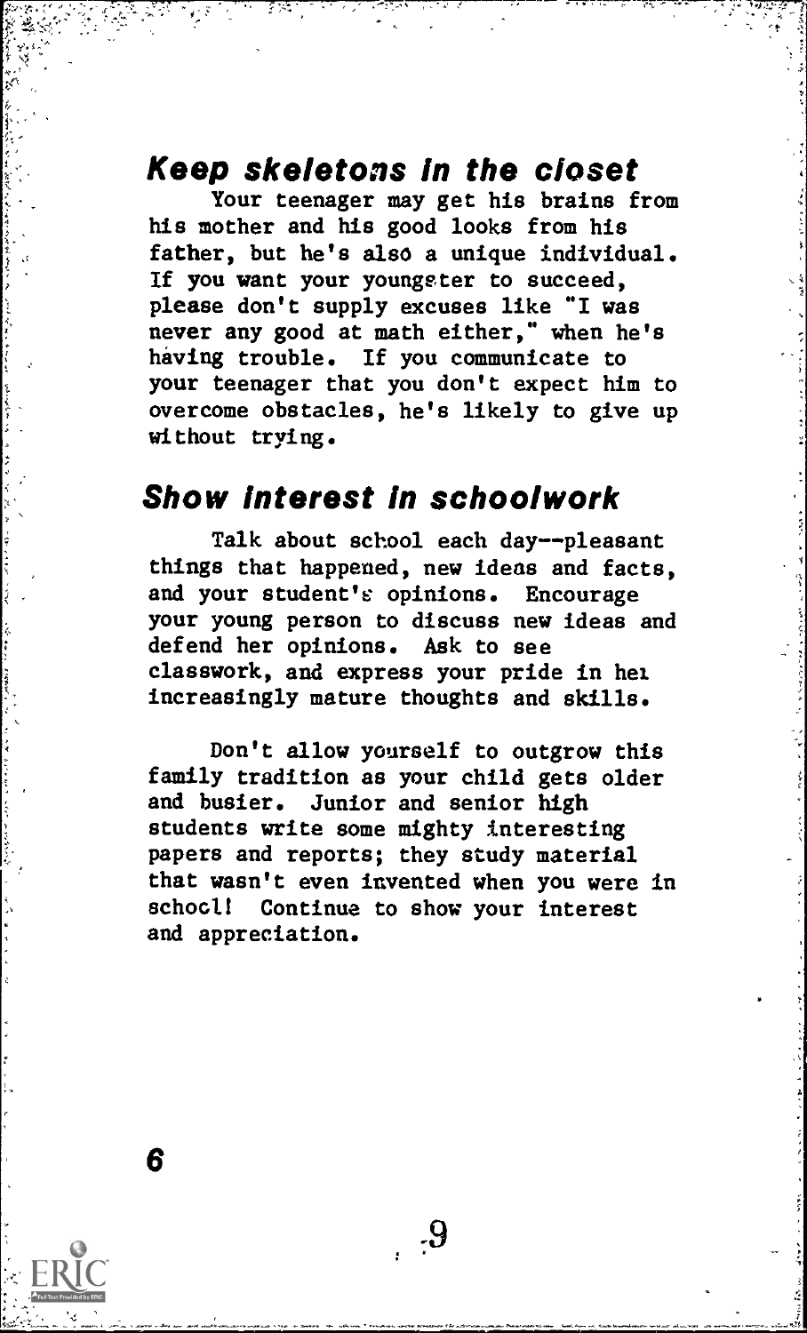## *Keep skeletons in the closet*

Your teenager may get his brains from his mother and his good looks from his father, but he's also a unique individual. If you want your youngster to succeed, please don't supply excuses like "I was never any good at math either," when he's having trouble. If you communicate to your teenager that you don't expect him to overcome obstacles, he's likely to give up without trying.

## *Show interest in schoolwork*

Talk about school each day--pleasant things that happened, new ideas and facts, and your student's opinions. Encourage your young person to discuss new ideas and defend her opinions. Ask to see classwork, and express your pride in her increasingly mature thoughts and skills.

Don't allow yourself to outgrow this family tradition as your child gets older and busier. Junior and senior high students write some mighty interesting papers and reports; they study material that wasn't even invented when you were in school! Continue to show your interest and appreciation.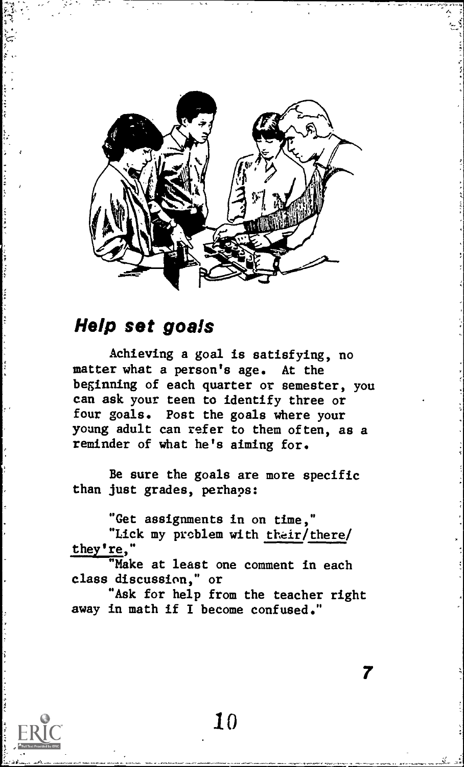## *Help set goals*

Achieving a goal is satisfying, no matter what a person's age. At the beginning of each quarter or semester, you can ask your teen to identify three or four goals. Post the goals where your young adult can refer to them often, as a reminder of what he's aiming for.

Be sure the goals are more specific than just grades, perhaps:

"Get assignments in on time,"
"Lick my problem with their/there/they're,"
"Make at least one comment in each class discussion," or
"Ask for help from the teacher right away in math if I become confused."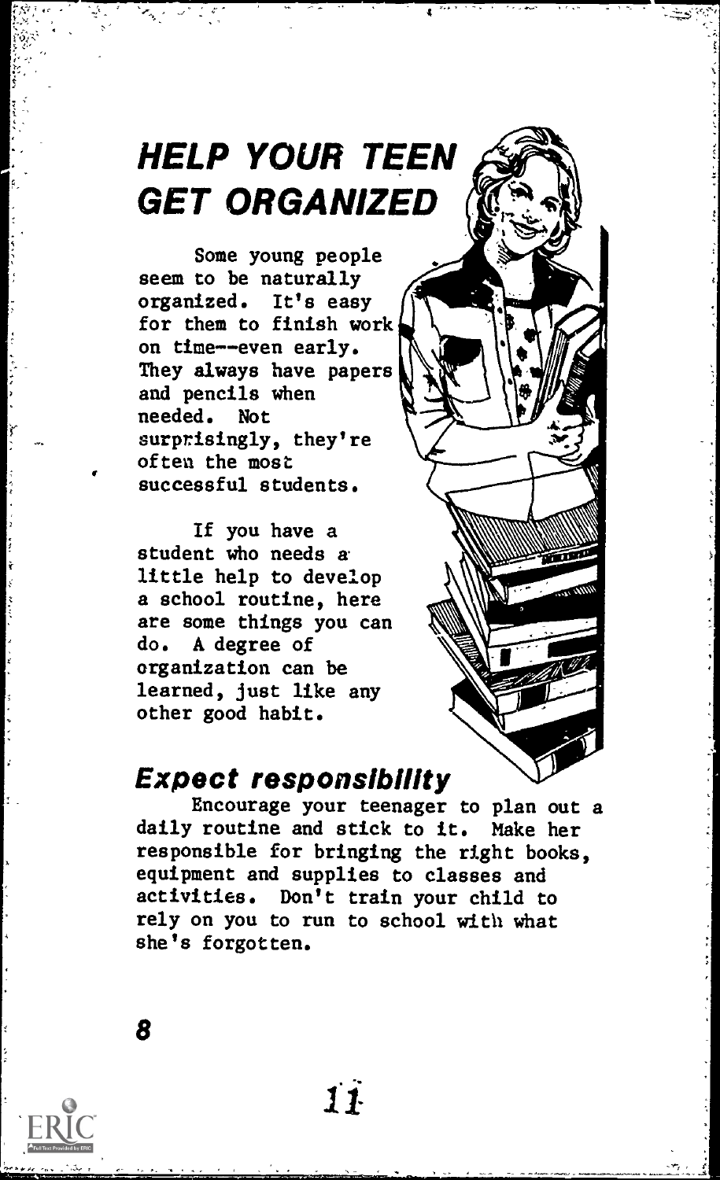# HELP YOUR TEEN GET ORGANIZED

Some young people seem to be naturally organized. It's easy for them to finish work on time--even early. They always have papers and pencils when needed. Not surprisingly, they're often the most successful students.

If you have a student who needs a little help to develop a school routine, here are some things you can do. A degree of organization can be learned, just like any other good habit.

## *Expect responsibility*

Encourage your teenager to plan out a daily routine and stick to it. Make her responsible for bringing the right books, equipment and supplies to classes and activities. Don't train your child to rely on you to run to school with what she's forgotten.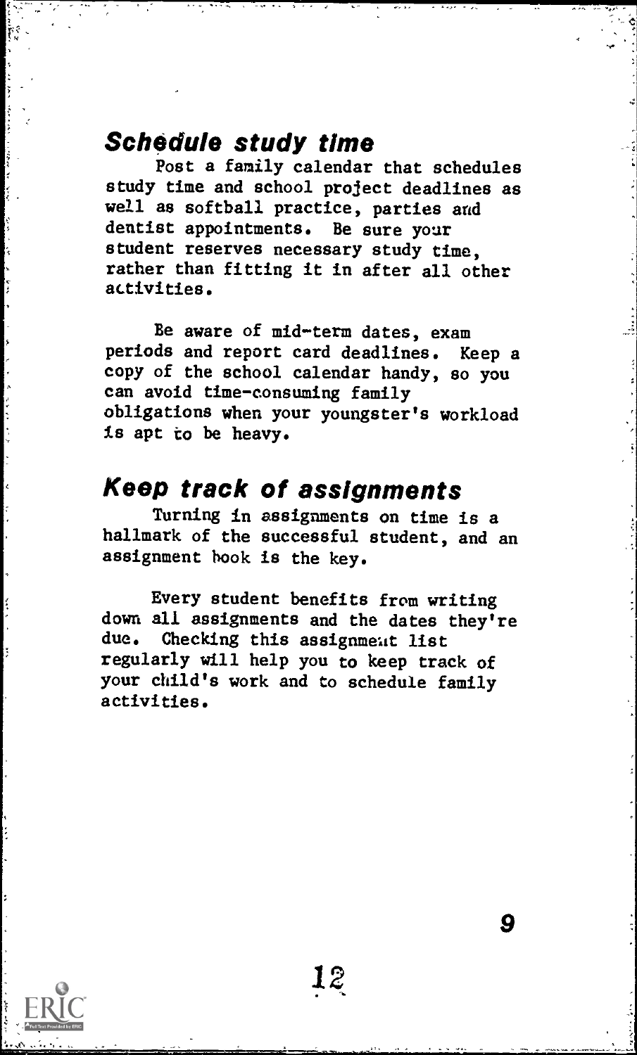## *Schedule study time*

Post a family calendar that schedules study time and school project deadlines as well as softball practice, parties and dentist appointments. Be sure your student reserves necessary study time, rather than fitting it in after all other activities.

Be aware of mid-term dates, exam periods and report card deadlines. Keep a copy of the school calendar handy, so you can avoid time-consuming family obligations when your youngster's workload is apt to be heavy.

## *Keep track of assignments*

Turning in assignments on time is a hallmark of the successful student, and an assignment book is the key.

Every student benefits from writing down all assignments and the dates they're due. Checking this assignment list regularly will help you to keep track of your child's work and to schedule family activities.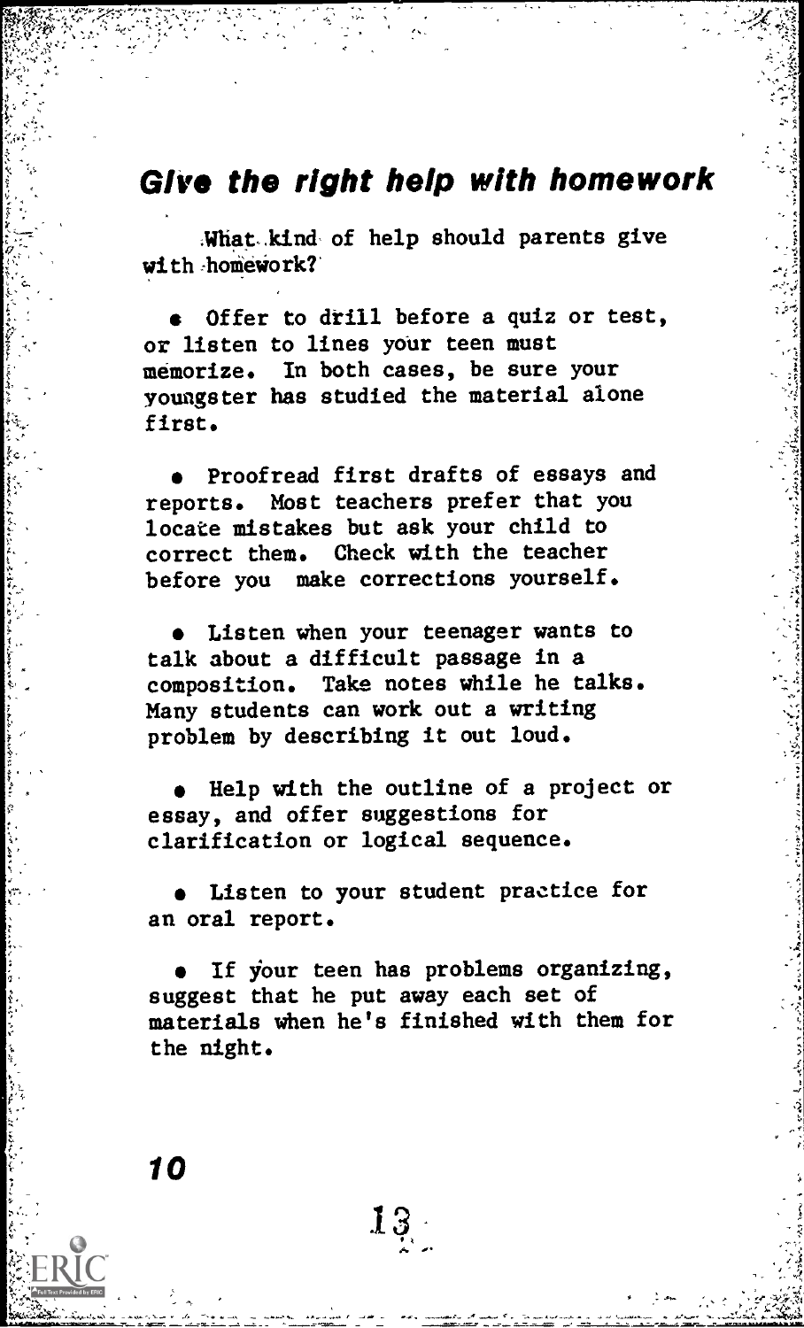## Give the right help with homework

What kind of help should parents give with homework?

- Offer to drill before a quiz or test, or listen to lines your teen must memorize. In both cases, be sure your youngster has studied the material alone first.

- Proofread first drafts of essays and reports. Most teachers prefer that you locate mistakes but ask your child to correct them. Check with the teacher before you make corrections yourself.

- Listen when your teenager wants to talk about a difficult passage in a composition. Take notes while he talks. Many students can work out a writing problem by describing it out loud.

- Help with the outline of a project or essay, and offer suggestions for clarification or logical sequence.

- Listen to your student practice for an oral report.

- If your teen has problems organizing, suggest that he put away each set of materials when he's finished with them for the night.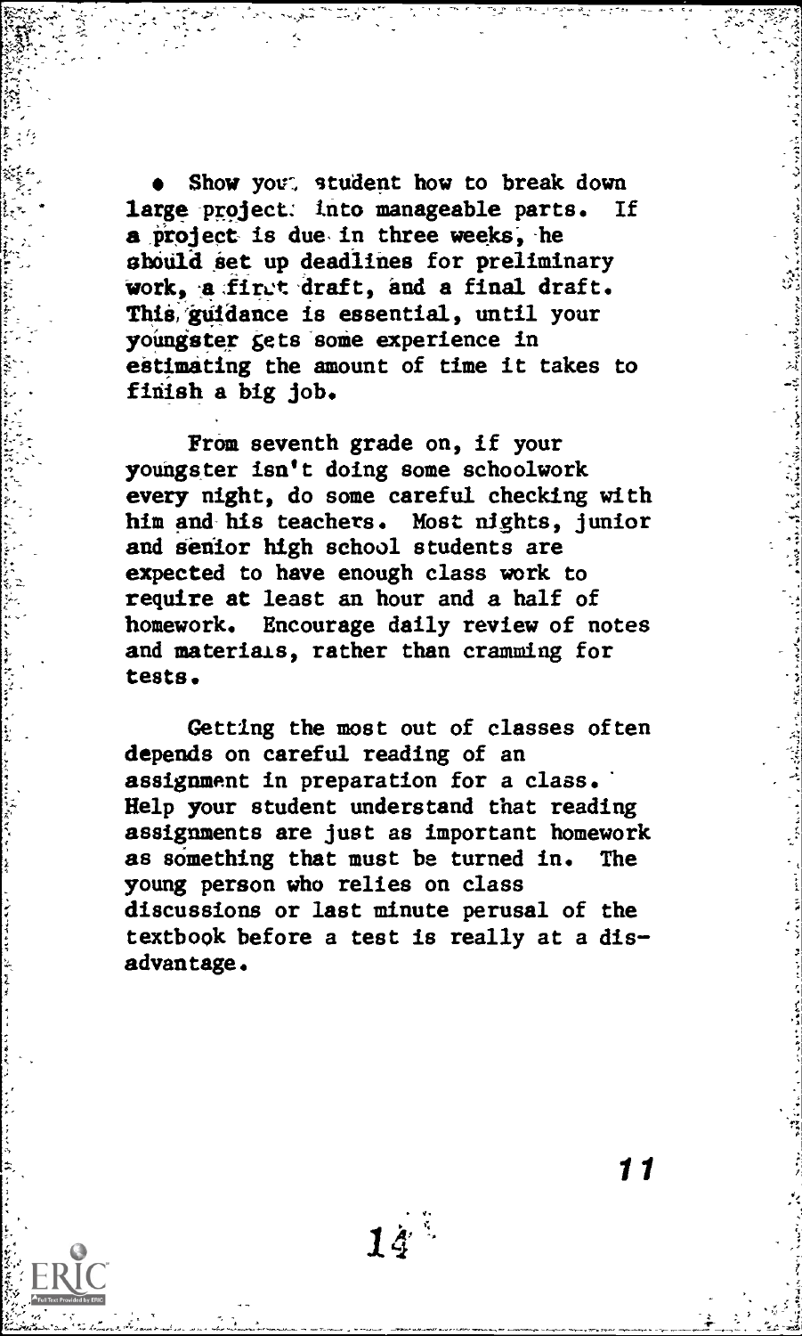- Show your student how to break down large project into manageable parts. If a project is due in three weeks, he should set up deadlines for preliminary work, a first draft, and a final draft. This guidance is essential, until your youngster gets some experience in estimating the amount of time it takes to finish a big job.

From seventh grade on, if your youngster isn't doing some schoolwork every night, do some careful checking with him and his teachers. Most nights, junior and senior high school students are expected to have enough class work to require at least an hour and a half of homework. Encourage daily review of notes and materials, rather than cramming for tests.

Getting the most out of classes often depends on careful reading of an assignment in preparation for a class. Help your student understand that reading assignments are just as important homework as something that must be turned in. The young person who relies on class discussions or last minute perusal of the textbook before a test is really at a disadvantage.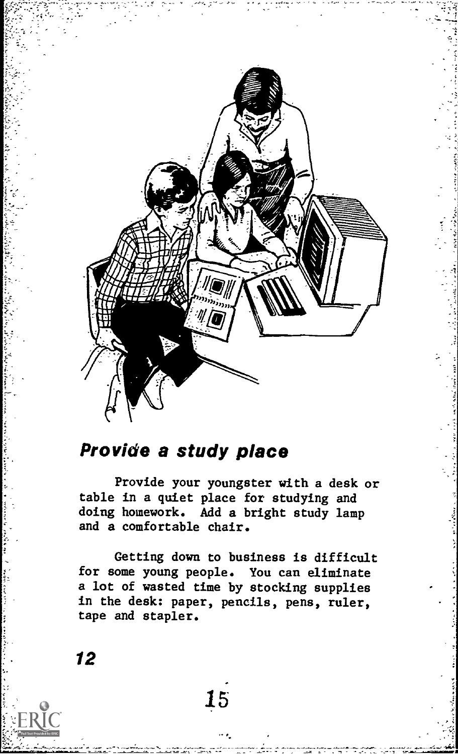## *Provide a study place*

Provide your youngster with a desk or table in a quiet place for studying and doing homework. Add a bright study lamp and a comfortable chair.

Getting down to business is difficult for some young people. You can eliminate a lot of wasted time by stocking supplies in the desk: paper, pencils, pens, ruler, tape and stapler.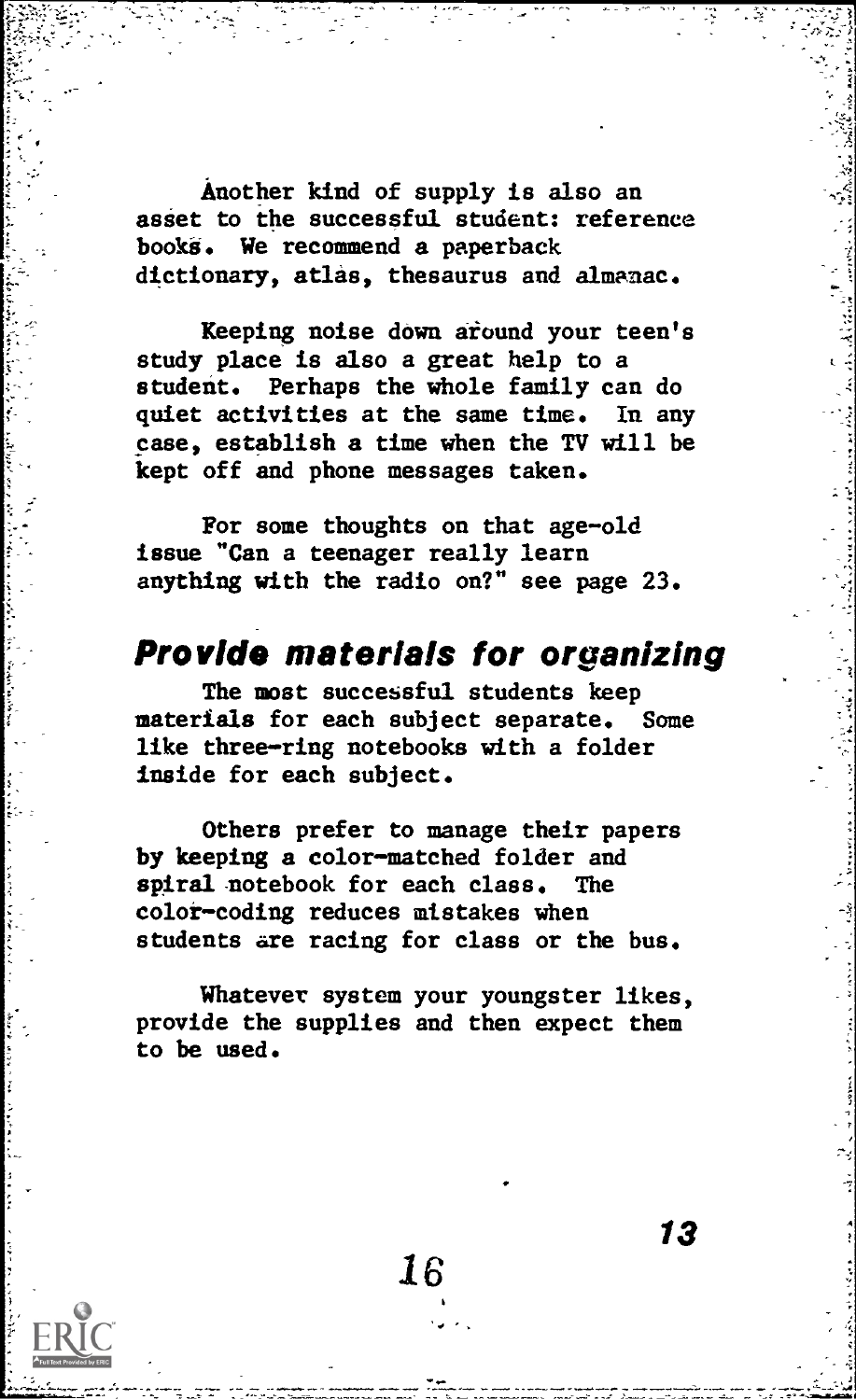Another kind of supply is also an asset to the successful student: reference books. We recommend a paperback dictionary, atlas, thesaurus and almanac.

Keeping noise down around your teen's study place is also a great help to a student. Perhaps the whole family can do quiet activities at the same time. In any case, establish a time when the TV will be kept off and phone messages taken.

For some thoughts on that age-old issue "Can a teenager really learn anything with the radio on?" see page 23.

## Provide materials for organizing

The most successful students keep materials for each subject separate. Some like three-ring notebooks with a folder inside for each subject.

Others prefer to manage their papers by keeping a color-matched folder and spiral notebook for each class. The color-coding reduces mistakes when students are racing for class or the bus.

Whatever system your youngster likes, provide the supplies and then expect them to be used.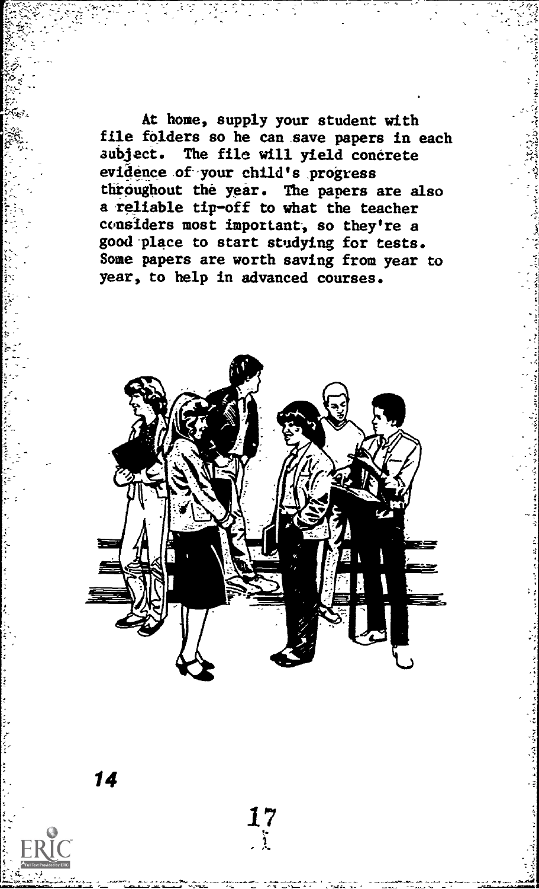At home, supply your student with file folders so he can save papers in each subject. The file will yield concrete evidence of your child's progress throughout the year. The papers are also a reliable tip-off to what the teacher considers most important, so they're a good place to start studying for tests. Some papers are worth saving from year to year, to help in advanced courses.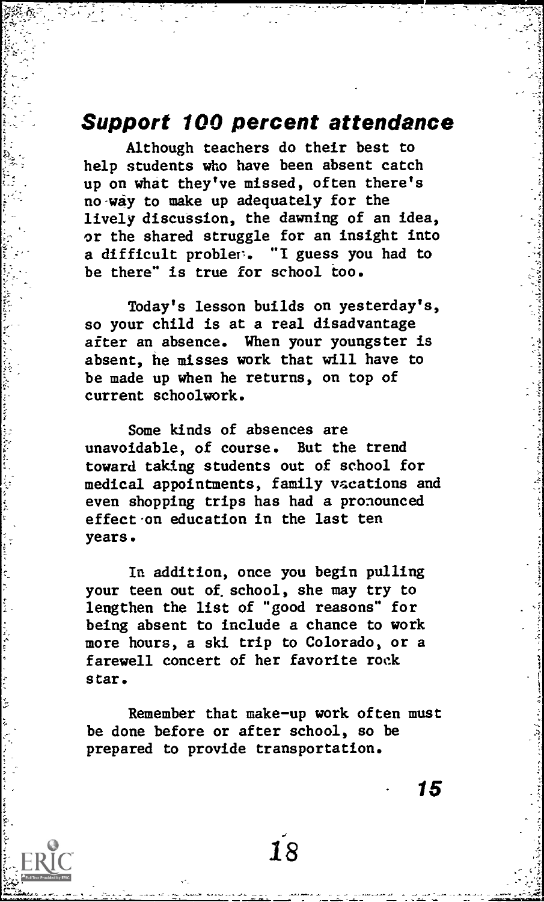## Support 100 percent attendance

Although teachers do their best to help students who have been absent catch up on what they've missed, often there's no way to make up adequately for the lively discussion, the dawning of an idea, or the shared struggle for an insight into a difficult problem. "I guess you had to be there" is true for school too.

Today's lesson builds on yesterday's, so your child is at a real disadvantage after an absence. When your youngster is absent, he misses work that will have to be made up when he returns, on top of current schoolwork.

Some kinds of absences are unavoidable, of course. But the trend toward taking students out of school for medical appointments, family vacations and even shopping trips has had a pronounced effect on education in the last ten years.

In addition, once you begin pulling your teen out of school, she may try to lengthen the list of "good reasons" for being absent to include a chance to work more hours, a ski trip to Colorado, or a farewell concert of her favorite rock star.

Remember that make-up work often must be done before or after school, so be prepared to provide transportation.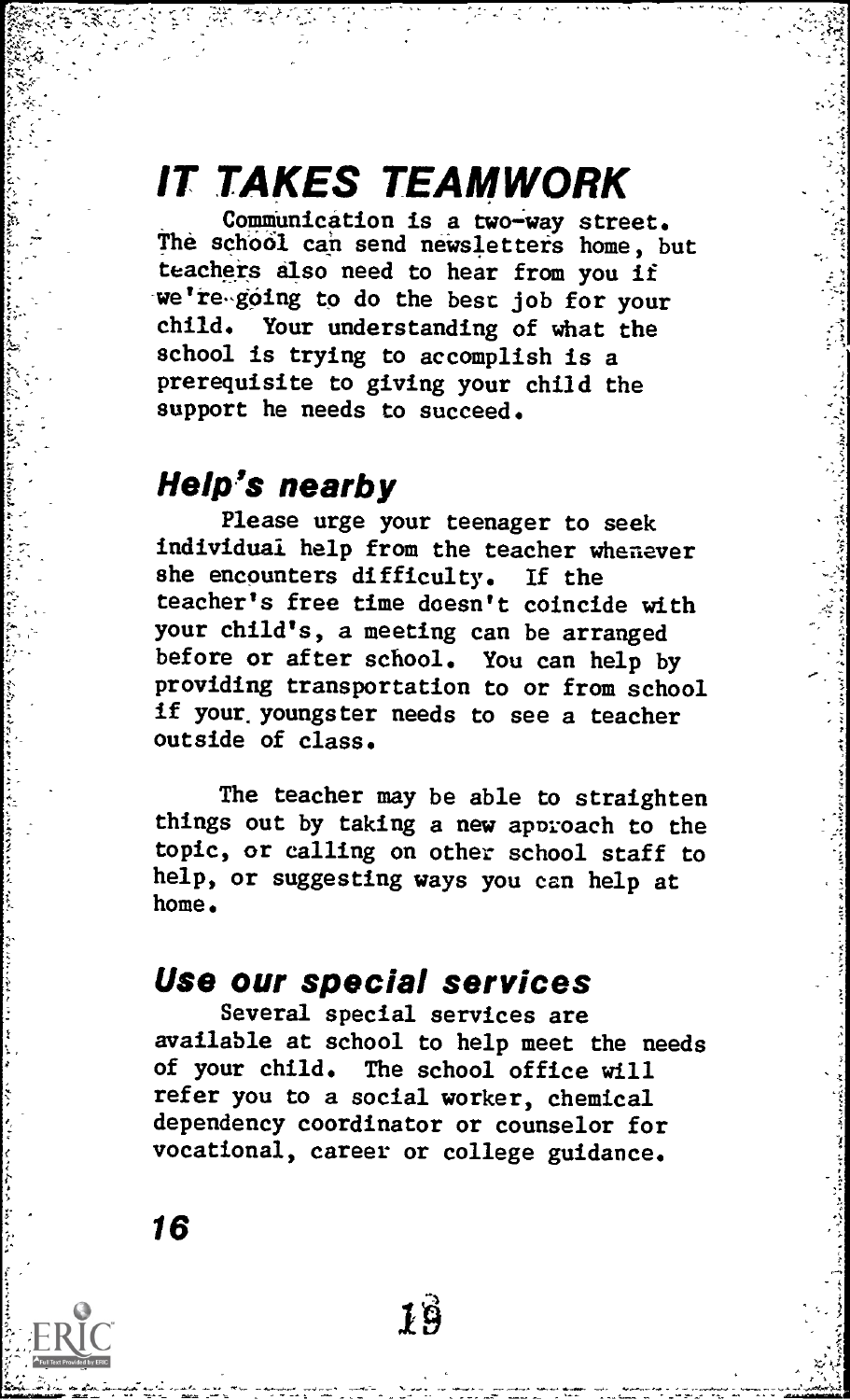# IT TAKES TEAMWORK

Communication is a two-way street. The school can send newsletters home, but teachers also need to hear from you if we're going to do the best job for your child. Your understanding of what the school is trying to accomplish is a prerequisite to giving your child the support he needs to succeed.

## Help's nearby

Please urge your teenager to seek individual help from the teacher whenever she encounters difficulty. If the teacher's free time doesn't coincide with your child's, a meeting can be arranged before or after school. You can help by providing transportation to or from school if your youngster needs to see a teacher outside of class.

The teacher may be able to straighten things out by taking a new approach to the topic, or calling on other school staff to help, or suggesting ways you can help at home.

## Use our special services

Several special services are available at school to help meet the needs of your child. The school office will refer you to a social worker, chemical dependency coordinator or counselor for vocational, career or college guidance.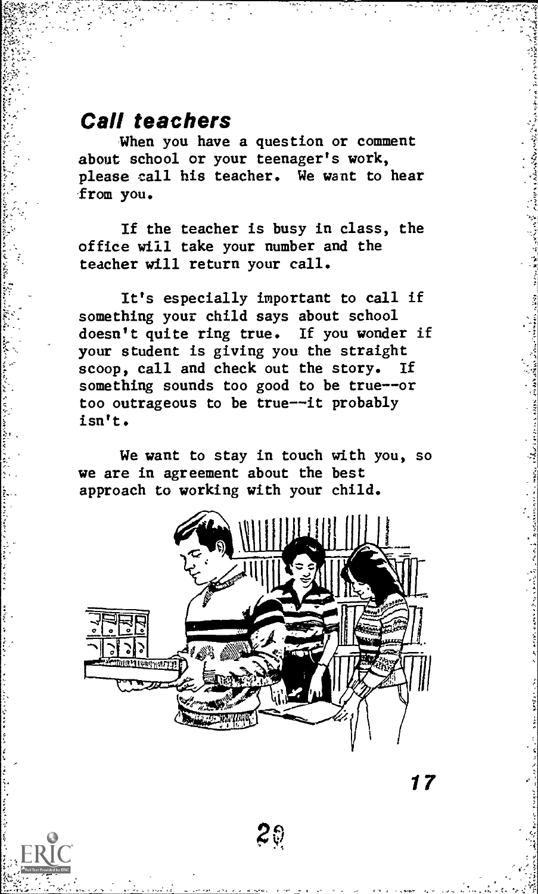## Call teachers

When you have a question or comment about school or your teenager's work, please call his teacher. We want to hear from you.

If the teacher is busy in class, the office will take your number and the teacher will return your call.

It's especially important to call if something your child says about school doesn't quite ring true. If you wonder if your student is giving you the straight scoop, call and check out the story. If something sounds too good to be true--or too outrageous to be true--it probably isn't.

We want to stay in touch with you, so we are in agreement about the best approach to working with your child.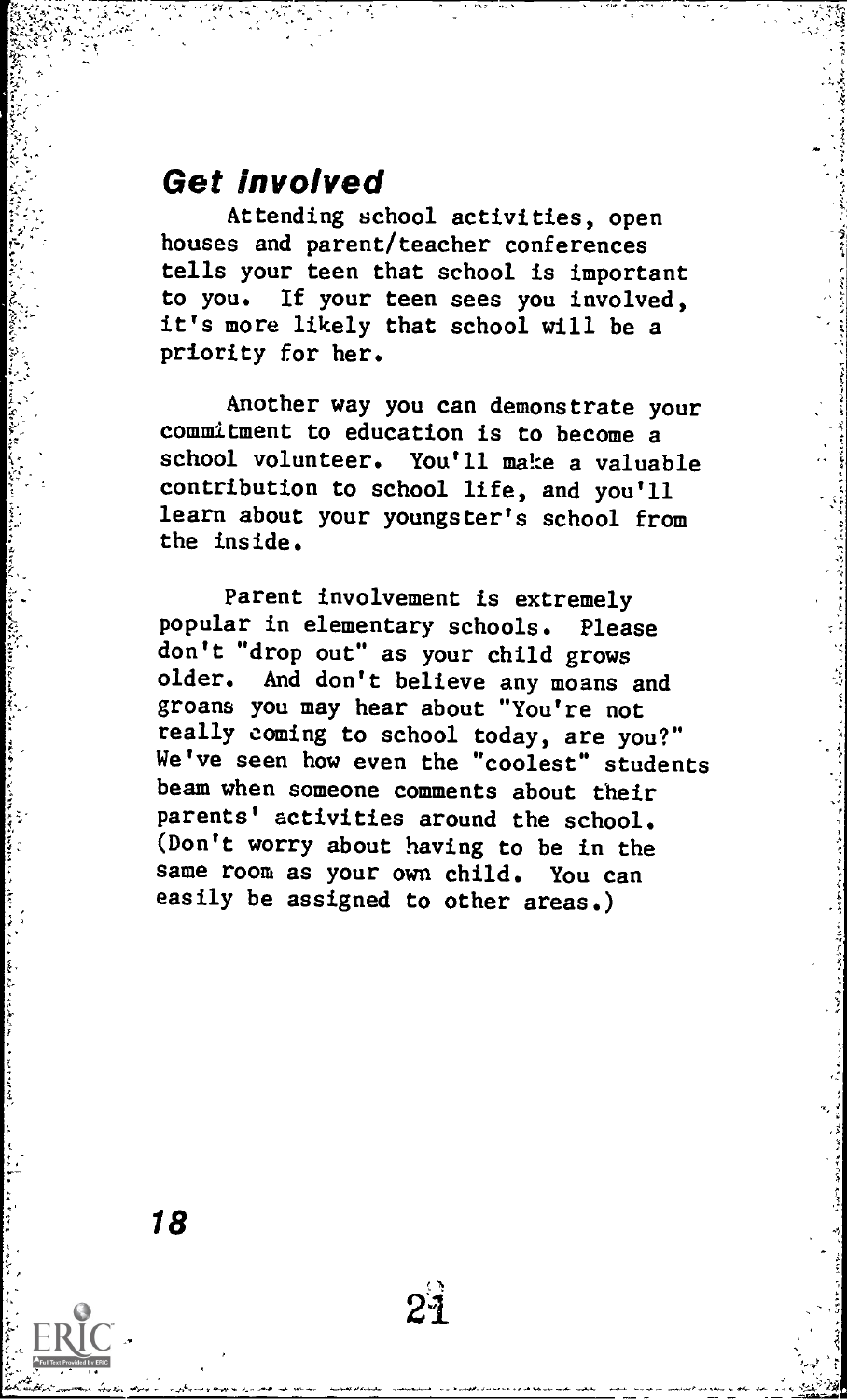## *Get involved*

Attending school activities, open houses and parent/teacher conferences tells your teen that school is important to you. If your teen sees you involved, it's more likely that school will be a priority for her.

Another way you can demonstrate your commitment to education is to become a school volunteer. You'll make a valuable contribution to school life, and you'll learn about your youngster's school from the inside.

Parent involvement is extremely popular in elementary schools. Please don't "drop out" as your child grows older. And don't believe any moans and groans you may hear about "You're not really coming to school today, are you?" We've seen how even the "coolest" students beam when someone comments about their parents' activities around the school. (Don't worry about having to be in the same room as your own child. You can easily be assigned to other areas.)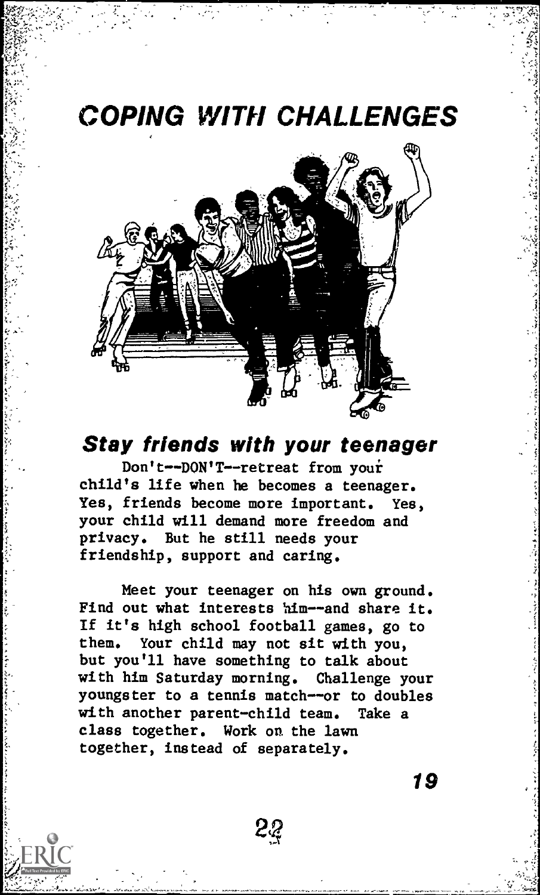# COPING WITH CHALLENGES

## *Stay friends with your teenager*

Don't--DON'T--retreat from your child's life when he becomes a teenager. Yes, friends become more important. Yes, your child will demand more freedom and privacy. But he still needs your friendship, support and caring.

Meet your teenager on his own ground. Find out what interests him--and share it. If it's high school football games, go to them. Your child may not sit with you, but you'll have something to talk about with him Saturday morning. Challenge your youngster to a tennis match--or to doubles with another parent-child team. Take a class together. Work on the lawn together, instead of separately.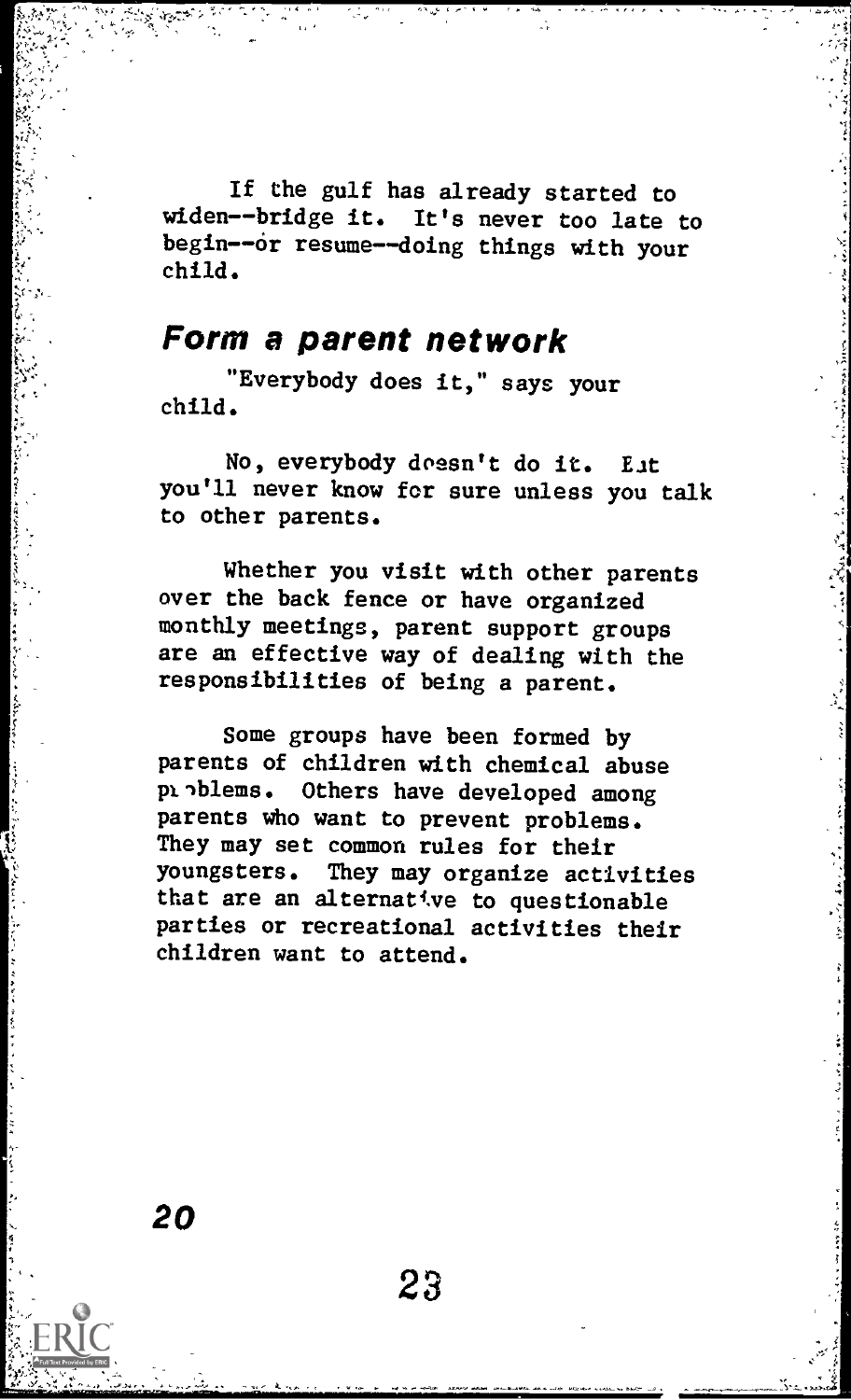If the gulf has already started to widen--bridge it. It's never too late to begin--or resume--doing things with your child.

## Form a parent network

"Everybody does it," says your child.

No, everybody doesn't do it. But you'll never know for sure unless you talk to other parents.

Whether you visit with other parents over the back fence or have organized monthly meetings, parent support groups are an effective way of dealing with the responsibilities of being a parent.

Some groups have been formed by parents of children with chemical abuse problems. Others have developed among parents who want to prevent problems. They may set common rules for their youngsters. They may organize activities that are an alternative to questionable parties or recreational activities their children want to attend.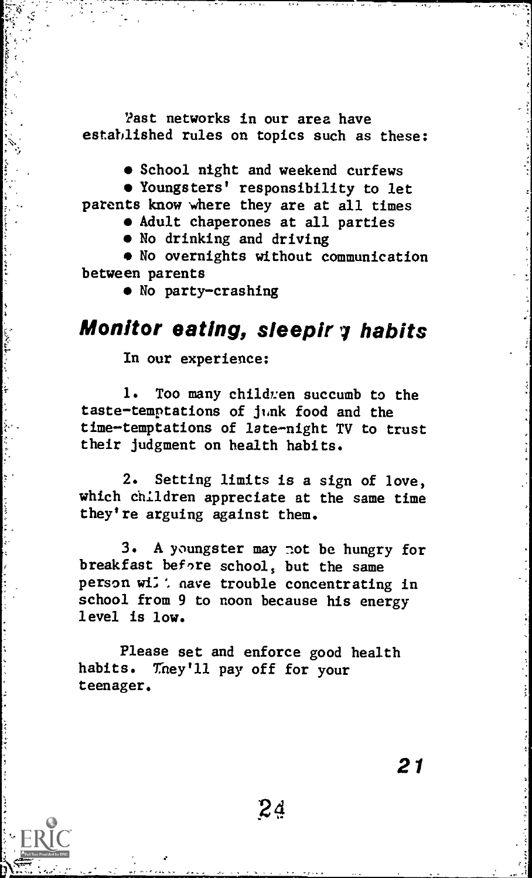Past networks in our area have established rules on topics such as these:

- School night and weekend curfews
- Youngsters' responsibility to let parents know where they are at all times
- Adult chaperones at all parties
- No drinking and driving
- No overnights without communication between parents
- No party-crashing

## Monitor eating, sleeping habits

In our experience:

1. Too many children succumb to the taste-temptations of junk food and the time-temptations of late-night TV to trust their judgment on health habits.

2. Setting limits is a sign of love, which children appreciate at the same time they're arguing against them.

3. A youngster may not be hungry for breakfast before school, but the same person will have trouble concentrating in school from 9 to noon because his energy level is low.

Please set and enforce good health habits. They'll pay off for your teenager.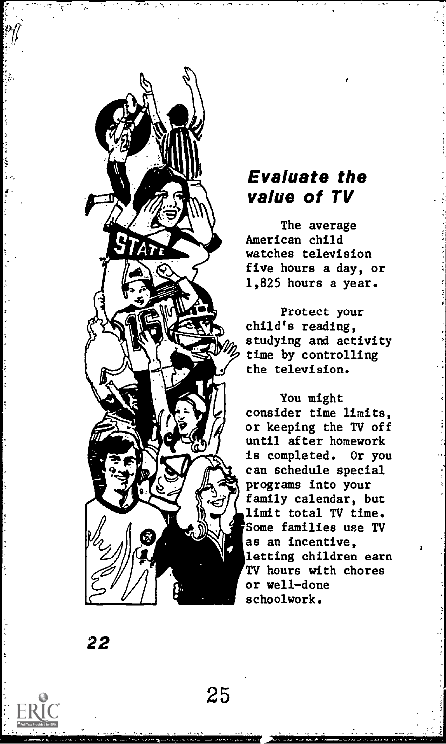## *Evaluate the value of TV*

The average American child watches television five hours a day, or 1,825 hours a year.

Protect your child's reading, studying and activity time by controlling the television.

You might consider time limits, or keeping the TV off until after homework is completed. Or you can schedule special programs into your family calendar, but limit total TV time. Some families use TV as an incentive, letting children earn TV hours with chores or well-done schoolwork.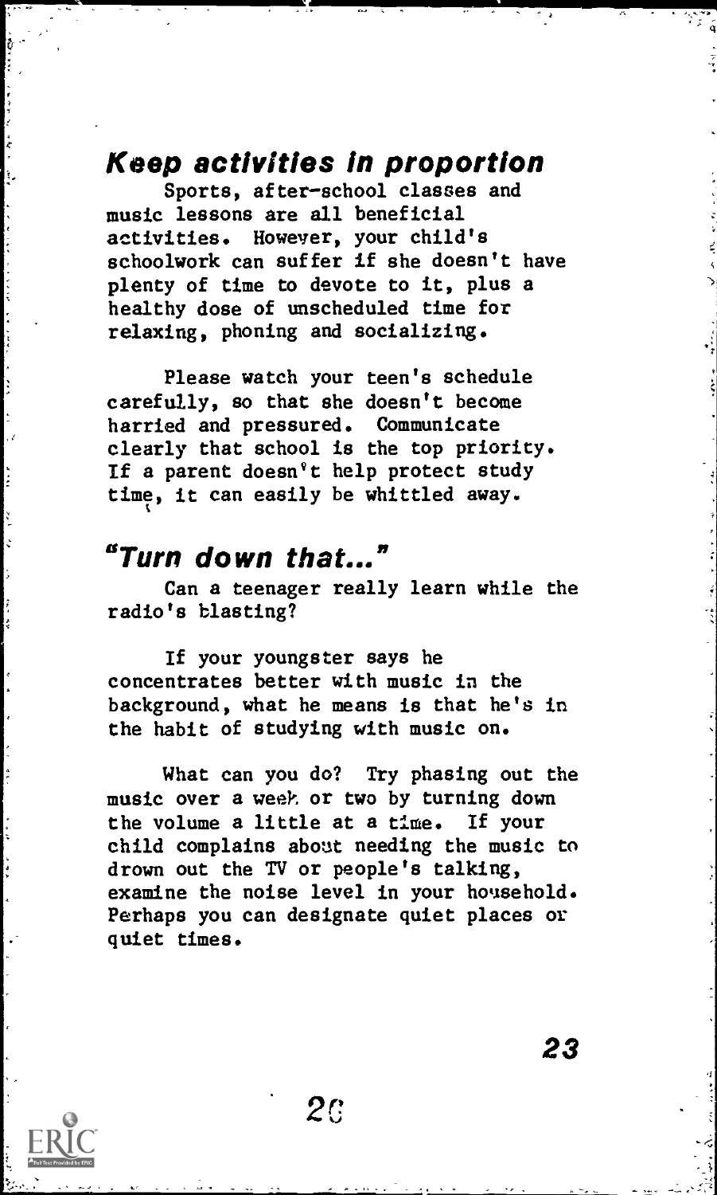## Keep activities in proportion

Sports, after-school classes and music lessons are all beneficial activities. However, your child's schoolwork can suffer if she doesn't have plenty of time to devote to it, plus a healthy dose of unscheduled time for relaxing, phoning and socializing.

Please watch your teen's schedule carefully, so that she doesn't become harried and pressured. Communicate clearly that school is the top priority. If a parent doesn't help protect study time, it can easily be whittled away.

## "Turn down that..."

Can a teenager really learn while the radio's blasting?

If your youngster says he concentrates better with music in the background, what he means is that he's in the habit of studying with music on.

What can you do? Try phasing out the music over a week or two by turning down the volume a little at a time. If your child complains about needing the music to drown out the TV or people's talking, examine the noise level in your household. Perhaps you can designate quiet places or quiet times.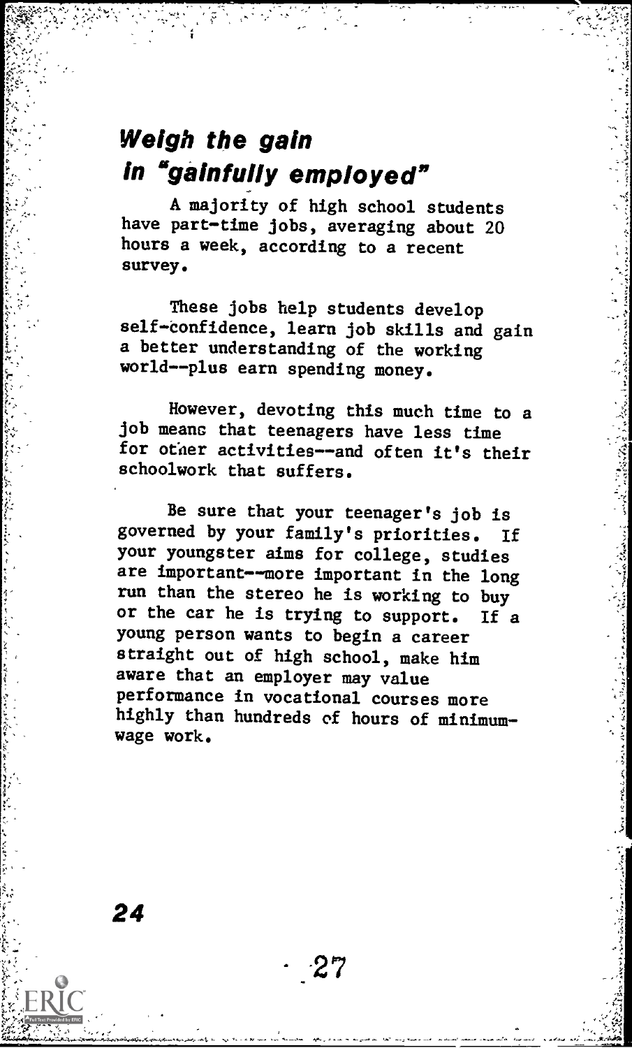## *Weigh the gain in "gainfully employed"*

A majority of high school students have part-time jobs, averaging about 20 hours a week, according to a recent survey.

These jobs help students develop self-confidence, learn job skills and gain a better understanding of the working world--plus earn spending money.

However, devoting this much time to a job means that teenagers have less time for other activities--and often it's their schoolwork that suffers.

Be sure that your teenager's job is governed by your family's priorities. If your youngster aims for college, studies are important--more important in the long run than the stereo he is working to buy or the car he is trying to support. If a young person wants to begin a career straight out of high school, make him aware that an employer may value performance in vocational courses more highly than hundreds of hours of minimum-wage work.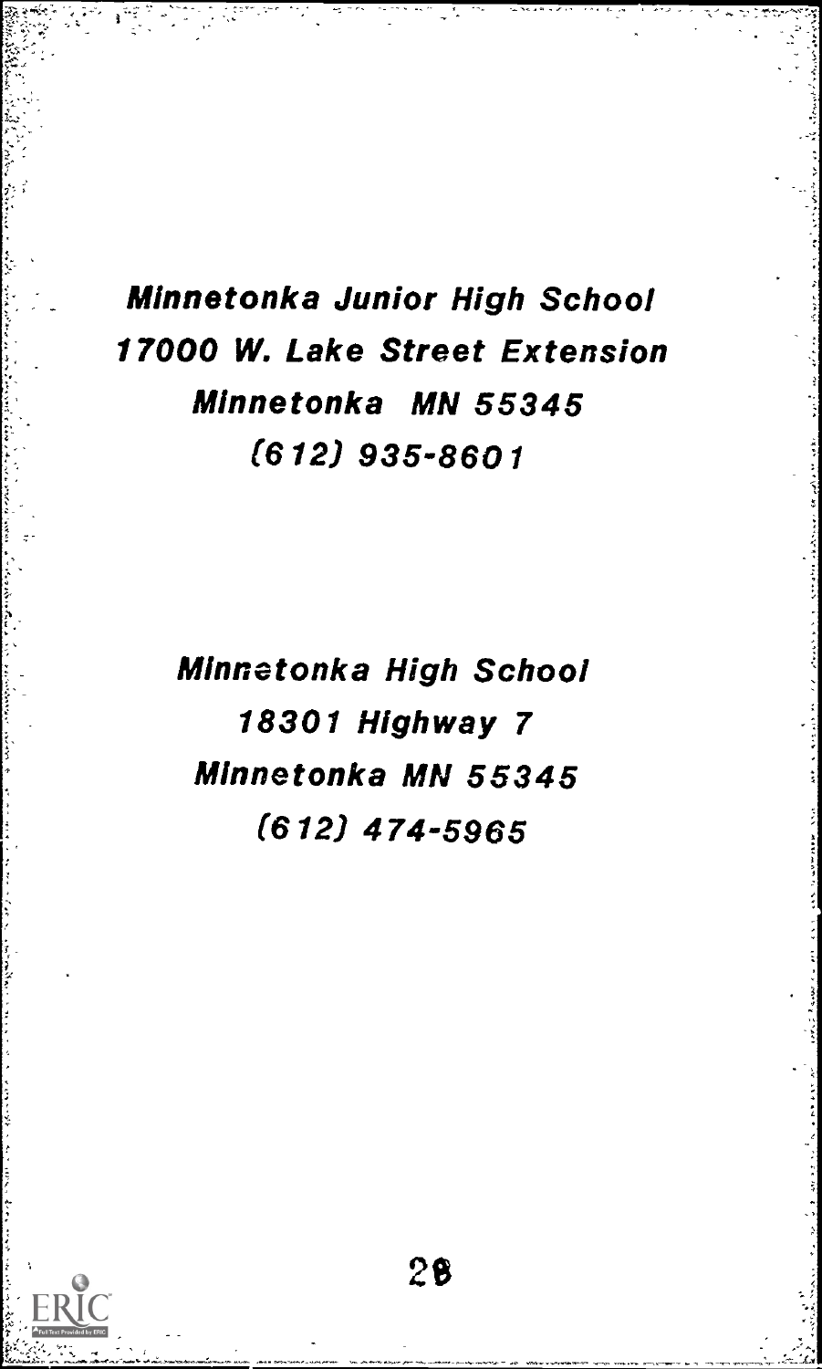*Minnetonka Junior High School*
*17000 W. Lake Street Extension*
*Minnetonka MN 55345*
*(612) 935-8601*

*Minnetonka High School*
*18301 Highway 7*
*Minnetonka MN 55345*
*(612) 474-5965*